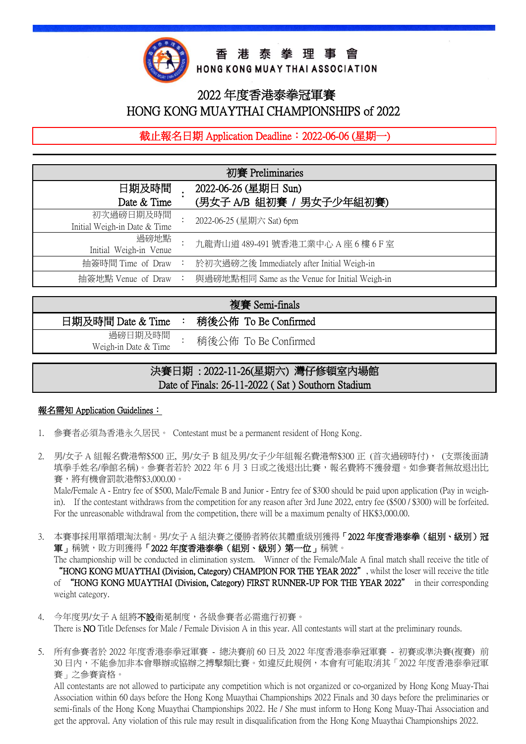# 香 港 泰 拳 理 事 會
## HONG KONG MUAY THAI ASSOCIATION

# 2022 年度香港泰拳冠軍賽
# HONG KONG MUAYTHAI CHAMPIONSHIPS of 2022

**截止報名日期 Application Deadline：2022-06-06 (星期一)**

| 初賽 Preliminaries | | |
|---|---|---|
| 日期及時間 Date & Time | : | 2022-06-26 (星期日 Sun) (男女子 A/B 組初賽 / 男女子少年組初賽) |
| 初次過磅日期及時間 Initial Weigh-in Date & Time | : | 2022-06-25 (星期六 Sat) 6pm |
| 過磅地點 Initial Weigh-in Venue | : | 九龍青山道 489-491 號香港工業中心 A 座 6 樓 6 F 室 |
| 抽簽時間 Time of Draw | : | 於初次過磅之後 Immediately after Initial Weigh-in |
| 抽簽地點 Venue of Draw | : | 與過磅地點相同 Same as the Venue for Initial Weigh-in |

| 複賽 Semi-finals | | |
|---|---|---|
| 日期及時間 Date & Time | : | 稍後公佈 To Be Confirmed |
| 過磅日期及時間 Weigh-in Date & Time | : | 稍後公佈 To Be Confirmed |

**決賽日期 ：2022-11-26(星期六) 灣仔修頓室內場館**
**Date of Finals: 26-11-2022 ( Sat ) Southorn Stadium**

**報名需知 Application Guidelines：**

1. 參賽者必須為香港永久居民。 Contestant must be a permanent resident of Hong Kong.

2. 男/女子 A 組報名費港幣$500 正, 男/女子 B 組及男/女子少年組報名費港幣$300 正 (首次過磅時付)， (支票後面請填寫手姓名/拳館名稱)。參賽者若於 2022 年 6 月 3 日或之後退出比賽，報名費將不獲發還。如參賽者無故退出比賽，將有機會罰款港幣$3,000.00。
   Male/Female A - Entry fee of $500, Male/Female B and Junior - Entry fee of $300 should be paid upon application (Pay in weigh-in). If the contestant withdraws from the competition for any reason after 3rd June 2022, entry fee ($500 / $300) will be forfeited. For the unreasonable withdrawal from the competition, there will be a maximum penalty of HK$3,000.00.

3. 本賽事採用單循環淘汰制。男/女子 A 組決賽之優勝者將依其體重級別獲得「**2022 年度香港泰拳（組別、級別）冠軍**」稱號，敗方則獲得「**2022 年度香港泰拳（組別、級別）第一位**」稱號。
   The championship will be conducted in elimination system. Winner of the Female/Male A final match shall receive the title of **"HONG KONG MUAYTHAI (Division, Category) CHAMPION FOR THE YEAR 2022"**, whilst the loser will receive the title of **"HONG KONG MUAYTHAI (Division, Category) FIRST RUNNER-UP FOR THE YEAR 2022"** in their corresponding weight category.

4. 今年度男/女子 A 組將**不設**衛冕制度，各級參賽者必需進行初賽。
   There is **NO** Title Defenses for Male / Female Division A in this year. All contestants will start at the preliminary rounds.

5. 所有參賽者於 2022 年度香港泰拳冠軍賽 - 總決賽前 60 日及 2022 年度香港泰拳冠軍賽 - 初賽或準決賽(複賽) 前 30 日內，不能參加非本會舉辦或協辦之搏擊類比賽。如違反此規例，本會有可能取消其「2022 年度香港泰拳冠軍賽」之參賽資格。
   All contestants are not allowed to participate any competition which is not organized or co-organized by Hong Kong Muay-Thai Association within 60 days before the Hong Kong Muaythai Championships 2022 Finals and 30 days before the preliminaries or semi-finals of the Hong Kong Muaythai Championships 2022. He / She must inform to Hong Kong Muay-Thai Association and get the approval. Any violation of this rule may result in disqualification from the Hong Kong Muaythai Championships 2022.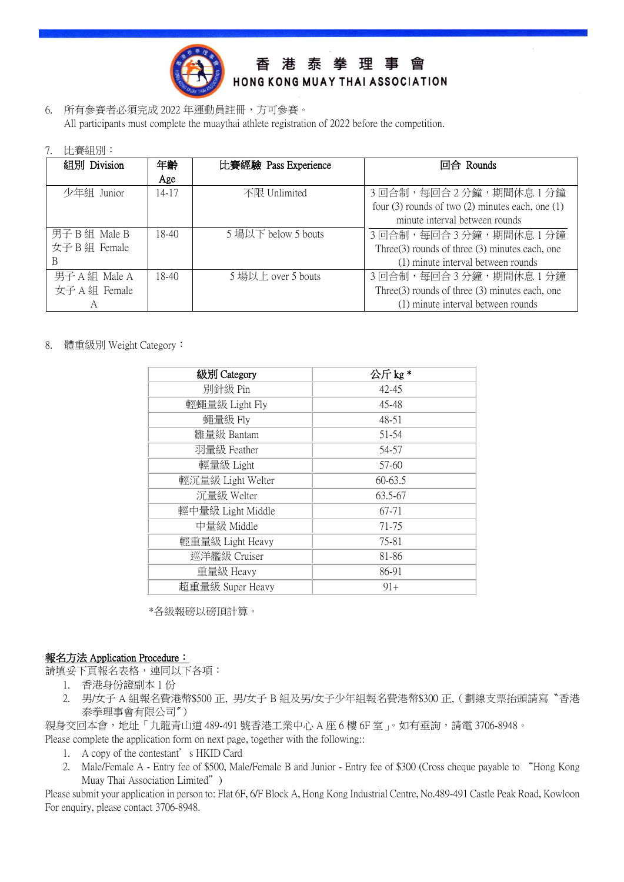6. 所有參賽者必須完成 2022 年運動員註冊，方可參賽。
   All participants must complete the muaythai athlete registration of 2022 before the competition.

7. 比賽組別：

| 組別 Division | 年齡 Age | 比賽經驗 Pass Experience | 回合 Rounds |
|---|---|---|---|
| 少年組 Junior | 14-17 | 不限 Unlimited | 3 回合制，每回合 2 分鐘，期間休息 1 分鐘 four (3) rounds of two (2) minutes each, one (1) minute interval between rounds |
| 男子 B 組 Male B 女子 B 組 Female B | 18-40 | 5 場以下 below 5 bouts | 3 回合制，每回合 3 分鐘，期間休息 1 分鐘 Three(3) rounds of three (3) minutes each, one (1) minute interval between rounds |
| 男子 A 組 Male A 女子 A 組 Female A | 18-40 | 5 場以上 over 5 bouts | 3 回合制，每回合 3 分鐘，期間休息 1 分鐘 Three(3) rounds of three (3) minutes each, one (1) minute interval between rounds |

8. 體重級別 Weight Category：

| 級別 Category | 公斤 kg * |
|---|---|
| 別針級 Pin | 42-45 |
| 輕蠅量級 Light Fly | 45-48 |
| 蠅量級 Fly | 48-51 |
| 雛量級 Bantam | 51-54 |
| 羽量級 Feather | 54-57 |
| 輕量級 Light | 57-60 |
| 輕沉量級 Light Welter | 60-63.5 |
| 沉量級 Welter | 63.5-67 |
| 輕中量級 Light Middle | 67-71 |
| 中量級 Middle | 71-75 |
| 輕重量級 Light Heavy | 75-81 |
| 巡洋艦級 Cruiser | 81-86 |
| 重量級 Heavy | 86-91 |
| 超重量級 Super Heavy | 91+ |

*各級報磅以磅頂計算。

**報名方法 Application Procedure：**

請填妥下頁報名表格，連同以下各項：

1. 香港身份證副本 1 份
2. 男/女子 A 組報名費港幣$500 正, 男/女子 B 組及男/女子少年組報名費港幣$300 正,（劃線支票抬頭請寫〝香港泰拳理事會有限公司〞）

親身交回本會，地址「九龍青山道 489-491 號香港工業中心 A 座 6 樓 6F 室」。如有垂詢，請電 3706-8948。

Please complete the application form on next page, together with the following::

1. A copy of the contestant' s HKID Card
2. Male/Female A - Entry fee of $500, Male/Female B and Junior - Entry fee of $300 (Cross cheque payable to "Hong Kong Muay Thai Association Limited")

Please submit your application in person to: Flat 6F, 6/F Block A, Hong Kong Industrial Centre, No.489-491 Castle Peak Road, Kowloon

For enquiry, please contact 3706-8948.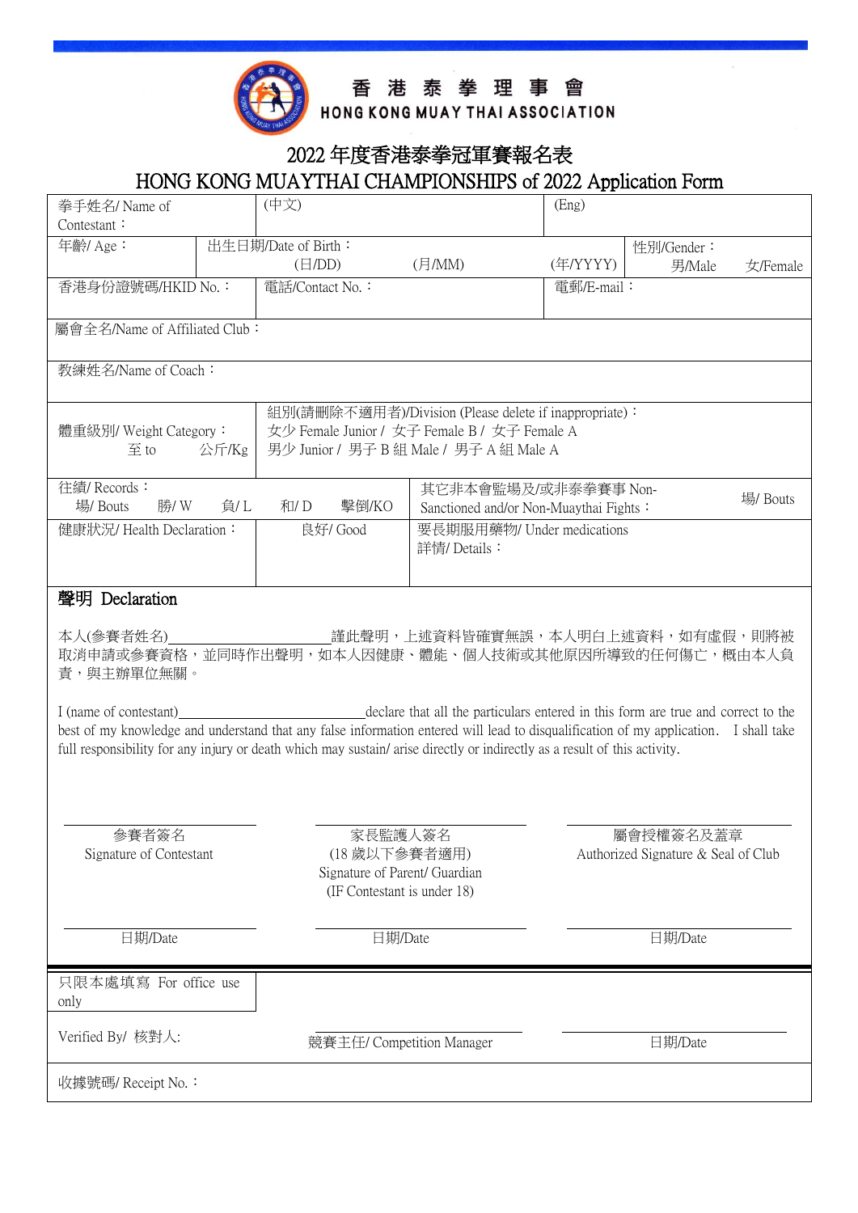香 港 泰 拳 理 事 會
HONG KONG MUAY THAI ASSOCIATION

# 2022 年度香港泰拳冠軍賽報名表
# HONG KONG MUAYTHAI CHAMPIONSHIPS of 2022 Application Form

| | | | |
|---|---|---|---|
| 拳手姓名/ Name of Contestant： | (中文) | (Eng) | |
| 年齡/ Age： | 出生日期/Date of Birth：(日/DD) (月/MM) (年/YYYY) | | 性別/Gender：男/Male 女/Female |
| 香港身份證號碼/HKID No.： | 電話/Contact No.： | 電郵/E-mail： | |
| 屬會全名/Name of Affiliated Club： | | | |
| 教練姓名/Name of Coach： | | | |
| 體重級別/ Weight Category：至 to 公斤/Kg | 組別(請刪除不適用者)/Division (Please delete if inappropriate)：女少 Female Junior / 女子 Female B / 女子 Female A 男少 Junior / 男子 B 組 Male / 男子 A 組 Male A | | |
| 往績/ Records：場/ Bouts 勝/ W 負/ L 和/ D 擊倒/KO | | 其它非本會監場及/或非泰拳賽事 Non-Sanctioned and/or Non-Muaythai Fights： | 場/ Bouts |
| 健康狀況/ Health Declaration： | 良好/ Good | 要長期服用藥物/ Under medications 詳情/ Details： | |

## 聲明 Declaration

本人(參賽者姓名)\_\_\_\_\_\_\_\_\_\_\_\_\_\_\_\_\_\_\_\_謹此聲明，上述資料皆確實無誤，本人明白上述資料，如有虛假，則將被取消申請或參賽資格，並同時作出聲明，如本人因健康、體能、個人技術或其他原因所導致的任何傷亡，概由本人負責，與主辦單位無關。

I (name of contestant)\_\_\_\_\_\_\_\_\_\_\_\_\_\_\_\_\_\_\_\_\_\_\_\_\_declare that all the particulars entered in this form are true and correct to the best of my knowledge and understand that any false information entered will lead to disqualification of my application. I shall take full responsibility for any injury or death which may sustain/ arise directly or indirectly as a result of this activity.

| | | |
|---|---|---|
| 參賽者簽名<br>Signature of Contestant | 家長監護人簽名<br>(18 歲以下參賽者適用)<br>Signature of Parent/ Guardian<br>(IF Contestant is under 18) | 屬會授權簽名及蓋章<br>Authorized Signature & Seal of Club |
| 日期/Date | 日期/Date | 日期/Date |

| | | |
|---|---|---|
| 只限本處填寫 For office use only | | |
| Verified By/ 核對人: | 競賽主任/ Competition Manager | 日期/Date |
| 收據號碼/ Receipt No.： | | |